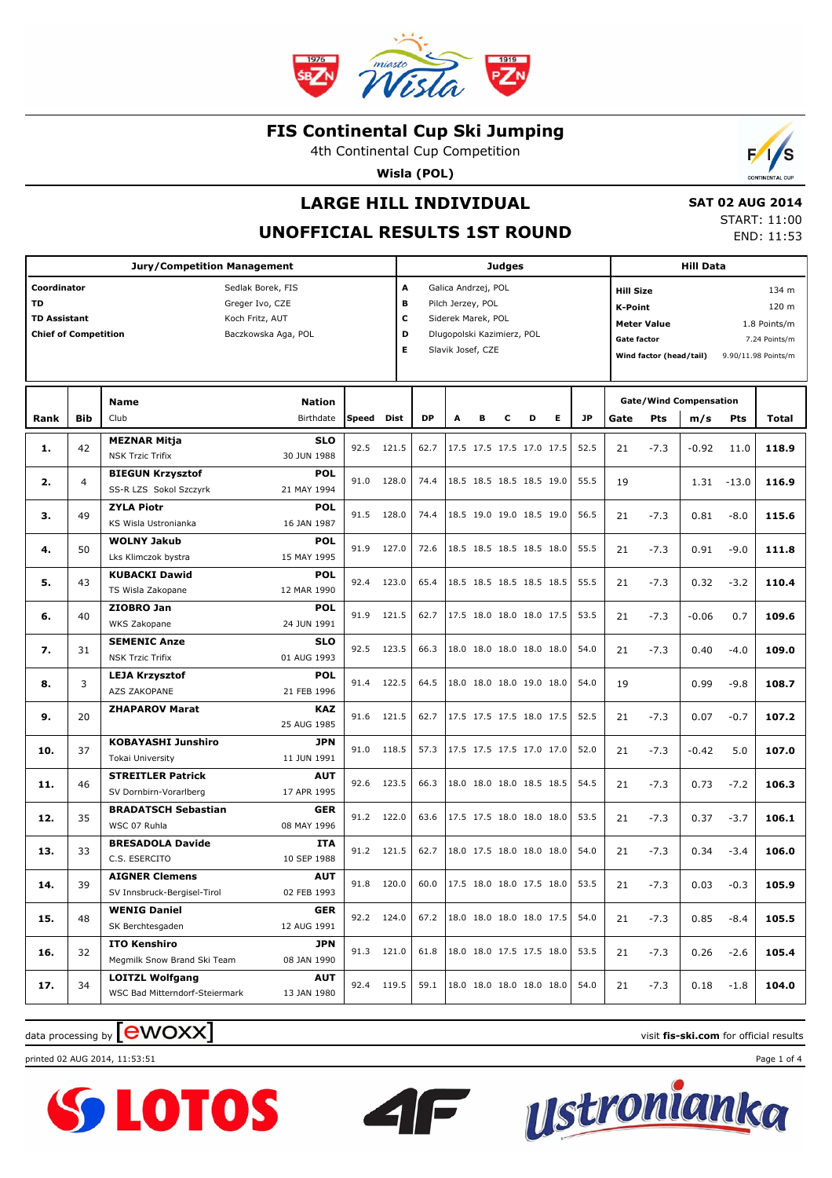# FIS Continental Cup Ski Jumping

4th Continental Cup Competition

**Wisla (POL)**

## LARGE HILL INDIVIDUAL

## UNOFFICIAL RESULTS 1ST ROUND

**SAT 02 AUG 2014**
START: 11:00
END: 11:53

| Jury/Competition Management | | Judges | | Hill Data | |
|---|---|---|---|---|---|
| **Coordinator** | Sedlak Borek, FIS | **A** | Galica Andrzej, POL | **Hill Size** | 134 m |
| **TD** | Greger Ivo, CZE | **B** | Pilch Jerzey, POL | **K-Point** | 120 m |
| **TD Assistant** | Koch Fritz, AUT | **C** | Siderek Marek, POL | **Meter Value** | 1.8 Points/m |
| **Chief of Competition** | Baczkowska Aga, POL | **D** | Dlugopolski Kazimierz, POL | **Gate factor** | 7.24 Points/m |
| | | **E** | Slavik Josef, CZE | **Wind factor (head/tail)** | 9.90/11.98 Points/m |

| Rank | Bib | Name / Club | Nation / Birthdate | Speed | Dist | DP | A | B | C | D | E | JP | Gate | Pts | m/s | Pts | Total |
|---|---|---|---|---|---|---|---|---|---|---|---|---|---|---|---|---|---|
| **1.** | 42 | **MEZNAR Mitja** NSK Trzic Trifix | **SLO** 30 JUN 1988 | 92.5 | 121.5 | 62.7 | 17.5 | 17.5 | 17.5 | 17.0 | 17.5 | 52.5 | 21 | -7.3 | -0.92 | 11.0 | **118.9** |
| **2.** | 4 | **BIEGUN Krzysztof** SS-R LZS Sokol Szczyrk | **POL** 21 MAY 1994 | 91.0 | 128.0 | 74.4 | 18.5 | 18.5 | 18.5 | 18.5 | 19.0 | 55.5 | 19 | | 1.31 | -13.0 | **116.9** |
| **3.** | 49 | **ZYLA Piotr** KS Wisla Ustronianka | **POL** 16 JAN 1987 | 91.5 | 128.0 | 74.4 | 18.5 | 19.0 | 19.0 | 18.5 | 19.0 | 56.5 | 21 | -7.3 | 0.81 | -8.0 | **115.6** |
| **4.** | 50 | **WOLNY Jakub** Lks Klimczok bystra | **POL** 15 MAY 1995 | 91.9 | 127.0 | 72.6 | 18.5 | 18.5 | 18.5 | 18.5 | 18.0 | 55.5 | 21 | -7.3 | 0.91 | -9.0 | **111.8** |
| **5.** | 43 | **KUBACKI Dawid** TS Wisla Zakopane | **POL** 12 MAR 1990 | 92.4 | 123.0 | 65.4 | 18.5 | 18.5 | 18.5 | 18.5 | 18.5 | 55.5 | 21 | -7.3 | 0.32 | -3.2 | **110.4** |
| **6.** | 40 | **ZIOBRO Jan** WKS Zakopane | **POL** 24 JUN 1991 | 91.9 | 121.5 | 62.7 | 17.5 | 18.0 | 18.0 | 18.0 | 17.5 | 53.5 | 21 | -7.3 | -0.06 | 0.7 | **109.6** |
| **7.** | 31 | **SEMENIC Anze** NSK Trzic Trifix | **SLO** 01 AUG 1993 | 92.5 | 123.5 | 66.3 | 18.0 | 18.0 | 18.0 | 18.0 | 18.0 | 54.0 | 21 | -7.3 | 0.40 | -4.0 | **109.0** |
| **8.** | 3 | **LEJA Krzysztof** AZS ZAKOPANE | **POL** 21 FEB 1996 | 91.4 | 122.5 | 64.5 | 18.0 | 18.0 | 18.0 | 19.0 | 18.0 | 54.0 | 19 | | 0.99 | -9.8 | **108.7** |
| **9.** | 20 | **ZHAPAROV Marat** | **KAZ** 25 AUG 1985 | 91.6 | 121.5 | 62.7 | 17.5 | 17.5 | 17.5 | 18.0 | 17.5 | 52.5 | 21 | -7.3 | 0.07 | -0.7 | **107.2** |
| **10.** | 37 | **KOBAYASHI Junshiro** Tokai University | **JPN** 11 JUN 1991 | 91.0 | 118.5 | 57.3 | 17.5 | 17.5 | 17.5 | 17.0 | 17.0 | 52.0 | 21 | -7.3 | -0.42 | 5.0 | **107.0** |
| **11.** | 46 | **STREITLER Patrick** SV Dornbirn-Vorarlberg | **AUT** 17 APR 1995 | 92.6 | 123.5 | 66.3 | 18.0 | 18.0 | 18.0 | 18.5 | 18.5 | 54.5 | 21 | -7.3 | 0.73 | -7.2 | **106.3** |
| **12.** | 35 | **BRADATSCH Sebastian** WSC 07 Ruhla | **GER** 08 MAY 1996 | 91.2 | 122.0 | 63.6 | 17.5 | 17.5 | 18.0 | 18.0 | 18.0 | 53.5 | 21 | -7.3 | 0.37 | -3.7 | **106.1** |
| **13.** | 33 | **BRESADOLA Davide** C.S. ESERCITO | **ITA** 10 SEP 1988 | 91.2 | 121.5 | 62.7 | 18.0 | 17.5 | 18.0 | 18.0 | 18.0 | 54.0 | 21 | -7.3 | 0.34 | -3.4 | **106.0** |
| **14.** | 39 | **AIGNER Clemens** SV Innsbruck-Bergisel-Tirol | **AUT** 02 FEB 1993 | 91.8 | 120.0 | 60.0 | 17.5 | 18.0 | 18.0 | 17.5 | 18.0 | 53.5 | 21 | -7.3 | 0.03 | -0.3 | **105.9** |
| **15.** | 48 | **WENIG Daniel** SK Berchtesgaden | **GER** 12 AUG 1991 | 92.2 | 124.0 | 67.2 | 18.0 | 18.0 | 18.0 | 18.0 | 17.5 | 54.0 | 21 | -7.3 | 0.85 | -8.4 | **105.5** |
| **16.** | 32 | **ITO Kenshiro** Megmilk Snow Brand Ski Team | **JPN** 08 JAN 1990 | 91.3 | 121.0 | 61.8 | 18.0 | 18.0 | 17.5 | 17.5 | 18.0 | 53.5 | 21 | -7.3 | 0.26 | -2.6 | **105.4** |
| **17.** | 34 | **LOITZL Wolfgang** WSC Bad Mitterndorf-Steiermark | **AUT** 13 JAN 1980 | 92.4 | 119.5 | 59.1 | 18.0 | 18.0 | 18.0 | 18.0 | 18.0 | 54.0 | 21 | -7.3 | 0.18 | -1.8 | **104.0** |

data processing by ewoxx — visit **fis-ski.com** for official results

printed 02 AUG 2014, 11:53:51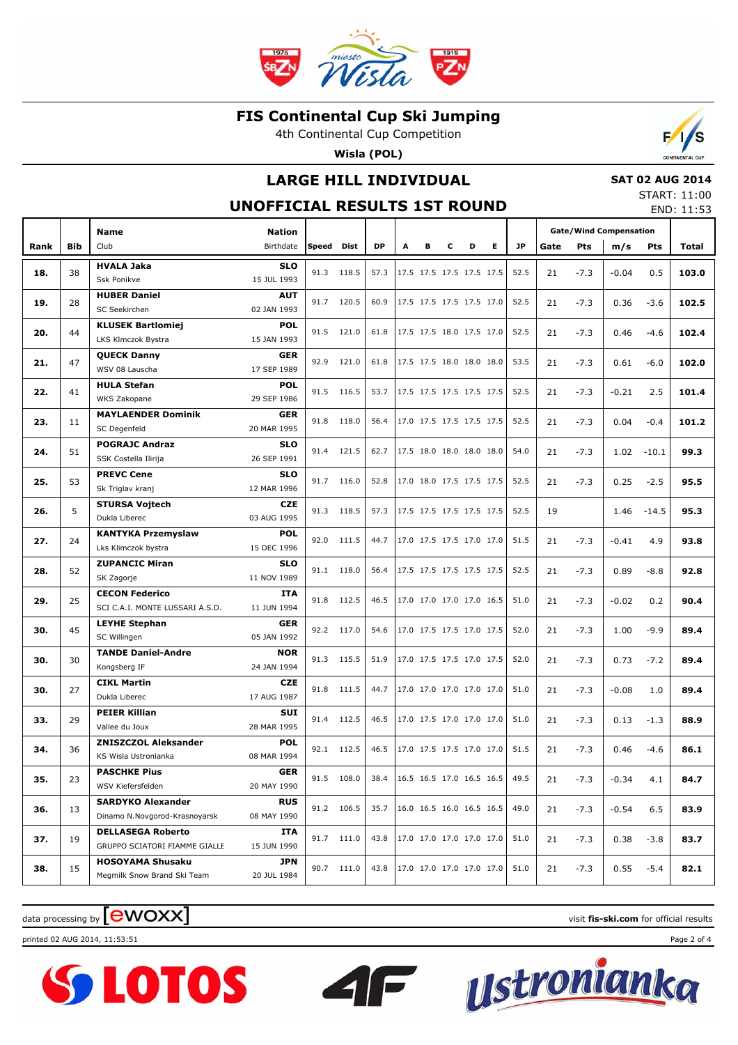# FIS Continental Cup Ski Jumping

4th Continental Cup Competition

**Wisla (POL)**

## LARGE HILL INDIVIDUAL

## UNOFFICIAL RESULTS 1ST ROUND

**SAT 02 AUG 2014**
START: 11:00
END: 11:53

| Rank | Bib | Name / Club | Nation / Birthdate | Speed | Dist | DP | A | B | C | D | E | JP | Gate | Pts | m/s | Pts | Total |
|---|---|---|---|---|---|---|---|---|---|---|---|---|---|---|---|---|---|
| | | | | | | | | | | | | | Gate/Wind Compensation | | | | |
| 18. | 38 | **HVALA Jaka** Ssk Ponikve | **SLO** 15 JUL 1993 | 91.3 | 118.5 | 57.3 | 17.5 | 17.5 | 17.5 | 17.5 | 17.5 | 52.5 | 21 | -7.3 | -0.04 | 0.5 | **103.0** |
| 19. | 28 | **HUBER Daniel** SC Seekirchen | **AUT** 02 JAN 1993 | 91.7 | 120.5 | 60.9 | 17.5 | 17.5 | 17.5 | 17.5 | 17.0 | 52.5 | 21 | -7.3 | 0.36 | -3.6 | **102.5** |
| 20. | 44 | **KLUSEK Bartlomiej** LKS Klmczok Bystra | **POL** 15 JAN 1993 | 91.5 | 121.0 | 61.8 | 17.5 | 17.5 | 18.0 | 17.5 | 17.0 | 52.5 | 21 | -7.3 | 0.46 | -4.6 | **102.4** |
| 21. | 47 | **QUECK Danny** WSV 08 Lauscha | **GER** 17 SEP 1989 | 92.9 | 121.0 | 61.8 | 17.5 | 17.5 | 18.0 | 18.0 | 18.0 | 53.5 | 21 | -7.3 | 0.61 | -6.0 | **102.0** |
| 22. | 41 | **HULA Stefan** WKS Zakopane | **POL** 29 SEP 1986 | 91.5 | 116.5 | 53.7 | 17.5 | 17.5 | 17.5 | 17.5 | 17.5 | 52.5 | 21 | -7.3 | -0.21 | 2.5 | **101.4** |
| 23. | 11 | **MAYLAENDER Dominik** SC Degenfeld | **GER** 20 MAR 1995 | 91.8 | 118.0 | 56.4 | 17.0 | 17.5 | 17.5 | 17.5 | 17.5 | 52.5 | 21 | -7.3 | 0.04 | -0.4 | **101.2** |
| 24. | 51 | **POGRAJC Andraz** SSK Costella Ilirija | **SLO** 26 SEP 1991 | 91.4 | 121.5 | 62.7 | 17.5 | 18.0 | 18.0 | 18.0 | 18.0 | 54.0 | 21 | -7.3 | 1.02 | -10.1 | **99.3** |
| 25. | 53 | **PREVC Cene** Sk Triglav kranj | **SLO** 12 MAR 1996 | 91.7 | 116.0 | 52.8 | 17.0 | 18.0 | 17.5 | 17.5 | 17.5 | 52.5 | 21 | -7.3 | 0.25 | -2.5 | **95.5** |
| 26. | 5 | **STURSA Vojtech** Dukla Liberec | **CZE** 03 AUG 1995 | 91.3 | 118.5 | 57.3 | 17.5 | 17.5 | 17.5 | 17.5 | 17.5 | 52.5 | 19 | | 1.46 | -14.5 | **95.3** |
| 27. | 24 | **KANTYKA Przemyslaw** Lks Klimczok bystra | **POL** 15 DEC 1996 | 92.0 | 111.5 | 44.7 | 17.0 | 17.5 | 17.5 | 17.0 | 17.0 | 51.5 | 21 | -7.3 | -0.41 | 4.9 | **93.8** |
| 28. | 52 | **ZUPANCIC Miran** SK Zagorje | **SLO** 11 NOV 1989 | 91.1 | 118.0 | 56.4 | 17.5 | 17.5 | 17.5 | 17.5 | 17.5 | 52.5 | 21 | -7.3 | 0.89 | -8.8 | **92.8** |
| 29. | 25 | **CECON Federico** SCI C.A.I. MONTE LUSSARI A.S.D. | **ITA** 11 JUN 1994 | 91.8 | 112.5 | 46.5 | 17.0 | 17.0 | 17.0 | 17.0 | 16.5 | 51.0 | 21 | -7.3 | -0.02 | 0.2 | **90.4** |
| 30. | 45 | **LEYHE Stephan** SC Willingen | **GER** 05 JAN 1992 | 92.2 | 117.0 | 54.6 | 17.0 | 17.5 | 17.5 | 17.0 | 17.5 | 52.0 | 21 | -7.3 | 1.00 | -9.9 | **89.4** |
| 30. | 30 | **TANDE Daniel-Andre** Kongsberg IF | **NOR** 24 JAN 1994 | 91.3 | 115.5 | 51.9 | 17.0 | 17.5 | 17.5 | 17.0 | 17.5 | 52.0 | 21 | -7.3 | 0.73 | -7.2 | **89.4** |
| 30. | 27 | **CIKL Martin** Dukla Liberec | **CZE** 17 AUG 1987 | 91.8 | 111.5 | 44.7 | 17.0 | 17.0 | 17.0 | 17.0 | 17.0 | 51.0 | 21 | -7.3 | -0.08 | 1.0 | **89.4** |
| 33. | 29 | **PEIER Killian** Vallee du Joux | **SUI** 28 MAR 1995 | 91.4 | 112.5 | 46.5 | 17.0 | 17.5 | 17.0 | 17.0 | 17.0 | 51.0 | 21 | -7.3 | 0.13 | -1.3 | **88.9** |
| 34. | 36 | **ZNISZCZOL Aleksander** KS Wisla Ustronianka | **POL** 08 MAR 1994 | 92.1 | 112.5 | 46.5 | 17.0 | 17.5 | 17.5 | 17.0 | 17.0 | 51.5 | 21 | -7.3 | 0.46 | -4.6 | **86.1** |
| 35. | 23 | **PASCHKE Pius** WSV Kiefersfelden | **GER** 20 MAY 1990 | 91.5 | 108.0 | 38.4 | 16.5 | 16.5 | 17.0 | 16.5 | 16.5 | 49.5 | 21 | -7.3 | -0.34 | 4.1 | **84.7** |
| 36. | 13 | **SARDYKO Alexander** Dinamo N.Novgorod-Krasnoyarsk | **RUS** 08 MAY 1990 | 91.2 | 106.5 | 35.7 | 16.0 | 16.5 | 16.0 | 16.5 | 16.5 | 49.0 | 21 | -7.3 | -0.54 | 6.5 | **83.9** |
| 37. | 19 | **DELLASEGA Roberto** GRUPPO SCIATORI FIAMME GIALLE | **ITA** 15 JUN 1990 | 91.7 | 111.0 | 43.8 | 17.0 | 17.0 | 17.0 | 17.0 | 17.0 | 51.0 | 21 | -7.3 | 0.38 | -3.8 | **83.7** |
| 38. | 15 | **HOSOYAMA Shusaku** Megmilk Snow Brand Ski Team | **JPN** 20 JUL 1984 | 90.7 | 111.0 | 43.8 | 17.0 | 17.0 | 17.0 | 17.0 | 17.0 | 51.0 | 21 | -7.3 | 0.55 | -5.4 | **82.1** |

data processing by ewoxx

visit **fis-ski.com** for official results

printed 02 AUG 2014, 11:53:51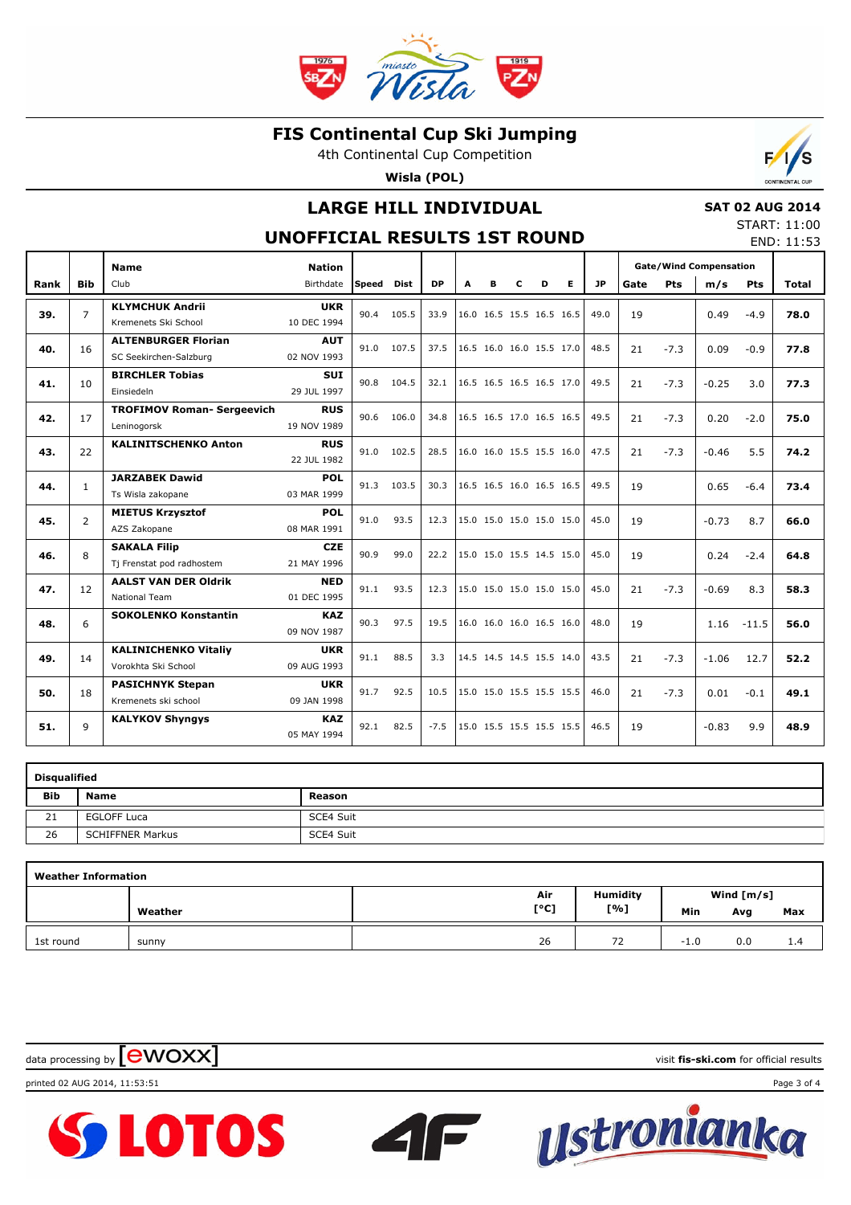# FIS Continental Cup Ski Jumping

4th Continental Cup Competition

**Wisla (POL)**

## LARGE HILL INDIVIDUAL

## UNOFFICIAL RESULTS 1ST ROUND

**SAT 02 AUG 2014**
START: 11:00
END: 11:53

| Rank | Bib | Name / Club | Nation / Birthdate | Speed | Dist | DP | A | B | C | D | E | JP | Gate | Pts | m/s | Pts | Total |
|---|---|---|---|---|---|---|---|---|---|---|---|---|---|---|---|---|---|
| 39. | 7 | **KLYMCHUK Andrii** Kremenets Ski School | **UKR** 10 DEC 1994 | 90.4 | 105.5 | 33.9 | 16.0 | 16.5 | 15.5 | 16.5 | 16.5 | 49.0 | 19 | | 0.49 | -4.9 | **78.0** |
| 40. | 16 | **ALTENBURGER Florian** SC Seekirchen-Salzburg | **AUT** 02 NOV 1993 | 91.0 | 107.5 | 37.5 | 16.5 | 16.0 | 16.0 | 15.5 | 17.0 | 48.5 | 21 | -7.3 | 0.09 | -0.9 | **77.8** |
| 41. | 10 | **BIRCHLER Tobias** Einsiedeln | **SUI** 29 JUL 1997 | 90.8 | 104.5 | 32.1 | 16.5 | 16.5 | 16.5 | 16.5 | 17.0 | 49.5 | 21 | -7.3 | -0.25 | 3.0 | **77.3** |
| 42. | 17 | **TROFIMOV Roman- Sergeevich** Leninogorsk | **RUS** 19 NOV 1989 | 90.6 | 106.0 | 34.8 | 16.5 | 16.5 | 17.0 | 16.5 | 16.5 | 49.5 | 21 | -7.3 | 0.20 | -2.0 | **75.0** |
| 43. | 22 | **KALINITSCHENKO Anton** | **RUS** 22 JUL 1982 | 91.0 | 102.5 | 28.5 | 16.0 | 16.0 | 15.5 | 15.5 | 16.0 | 47.5 | 21 | -7.3 | -0.46 | 5.5 | **74.2** |
| 44. | 1 | **JARZABEK Dawid** Ts Wisla zakopane | **POL** 03 MAR 1999 | 91.3 | 103.5 | 30.3 | 16.5 | 16.5 | 16.0 | 16.5 | 16.5 | 49.5 | 19 | | 0.65 | -6.4 | **73.4** |
| 45. | 2 | **MIETUS Krzysztof** AZS Zakopane | **POL** 08 MAR 1991 | 91.0 | 93.5 | 12.3 | 15.0 | 15.0 | 15.0 | 15.0 | 15.0 | 45.0 | 19 | | -0.73 | 8.7 | **66.0** |
| 46. | 8 | **SAKALA Filip** Tj Frenstat pod radhostem | **CZE** 21 MAY 1996 | 90.9 | 99.0 | 22.2 | 15.0 | 15.0 | 15.5 | 14.5 | 15.0 | 45.0 | 19 | | 0.24 | -2.4 | **64.8** |
| 47. | 12 | **AALST VAN DER Oldrik** National Team | **NED** 01 DEC 1995 | 91.1 | 93.5 | 12.3 | 15.0 | 15.0 | 15.0 | 15.0 | 15.0 | 45.0 | 21 | -7.3 | -0.69 | 8.3 | **58.3** |
| 48. | 6 | **SOKOLENKO Konstantin** | **KAZ** 09 NOV 1987 | 90.3 | 97.5 | 19.5 | 16.0 | 16.0 | 16.0 | 16.5 | 16.0 | 48.0 | 19 | | 1.16 | -11.5 | **56.0** |
| 49. | 14 | **KALINICHENKO Vitaliy** Vorokhta Ski School | **UKR** 09 AUG 1993 | 91.1 | 88.5 | 3.3 | 14.5 | 14.5 | 14.5 | 15.5 | 14.0 | 43.5 | 21 | -7.3 | -1.06 | 12.7 | **52.2** |
| 50. | 18 | **PASICHNYK Stepan** Kremenets ski school | **UKR** 09 JAN 1998 | 91.7 | 92.5 | 10.5 | 15.0 | 15.0 | 15.5 | 15.5 | 15.5 | 46.0 | 21 | -7.3 | 0.01 | -0.1 | **49.1** |
| 51. | 9 | **KALYKOV Shyngys** | **KAZ** 05 MAY 1994 | 92.1 | 82.5 | -7.5 | 15.0 | 15.5 | 15.5 | 15.5 | 15.5 | 46.5 | 19 | | -0.83 | 9.9 | **48.9** |

**Disqualified**

| Bib | Name | Reason |
|---|---|---|
| 21 | EGLOFF Luca | SCE4 Suit |
| 26 | SCHIFFNER Markus | SCE4 Suit |

**Weather Information**

| | Weather | Air [°C] | Humidity [%] | Wind [m/s] Min | Avg | Max |
|---|---|---|---|---|---|---|
| 1st round | sunny | 26 | 72 | -1.0 | 0.0 | 1.4 |

data processing by [ewoxx]

visit **fis-ski.com** for official results

printed 02 AUG 2014, 11:53:51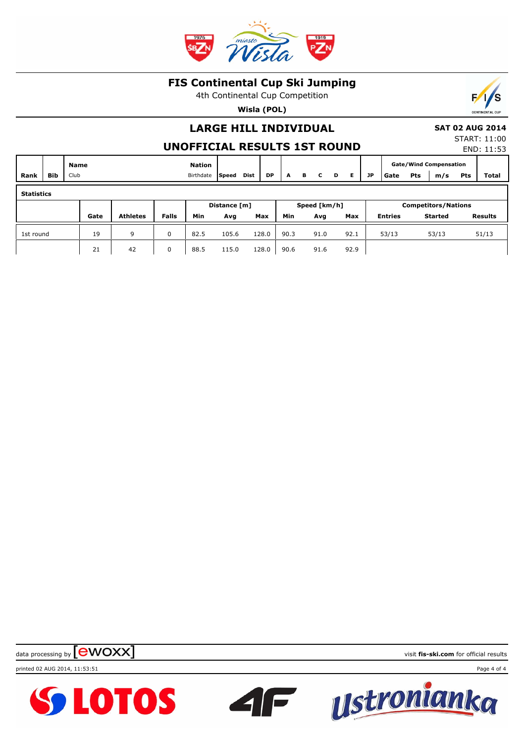# FIS Continental Cup Ski Jumping

4th Continental Cup Competition

**Wisla (POL)**

## LARGE HILL INDIVIDUAL

**SAT 02 AUG 2014**
START: 11:00
END: 11:53

## UNOFFICIAL RESULTS 1ST ROUND

| Rank | Bib | Name<br>Club | Nation<br>Birthdate | Speed | Dist | DP | A | B | C | D | E | JP | Gate/Wind Compensation Gate | Pts | m/s | Pts | Total |
|---|---|---|---|---|---|---|---|---|---|---|---|---|---|---|---|---|---|

**Statistics**

| | Gate | Athletes | Falls | Distance [m] Min | Avg | Max | Speed [km/h] Min | Avg | Max | Competitors/Nations Entries | Started | Results |
|---|---|---|---|---|---|---|---|---|---|---|---|---|
| 1st round | 19 | 9 | 0 | 82.5 | 105.6 | 128.0 | 90.3 | 91.0 | 92.1 | 53/13 | 53/13 | 51/13 |
| | 21 | 42 | 0 | 88.5 | 115.0 | 128.0 | 90.6 | 91.6 | 92.9 | | | |

data processing by [ewoxx]

visit **fis-ski.com** for official results

printed 02 AUG 2014, 11:53:51